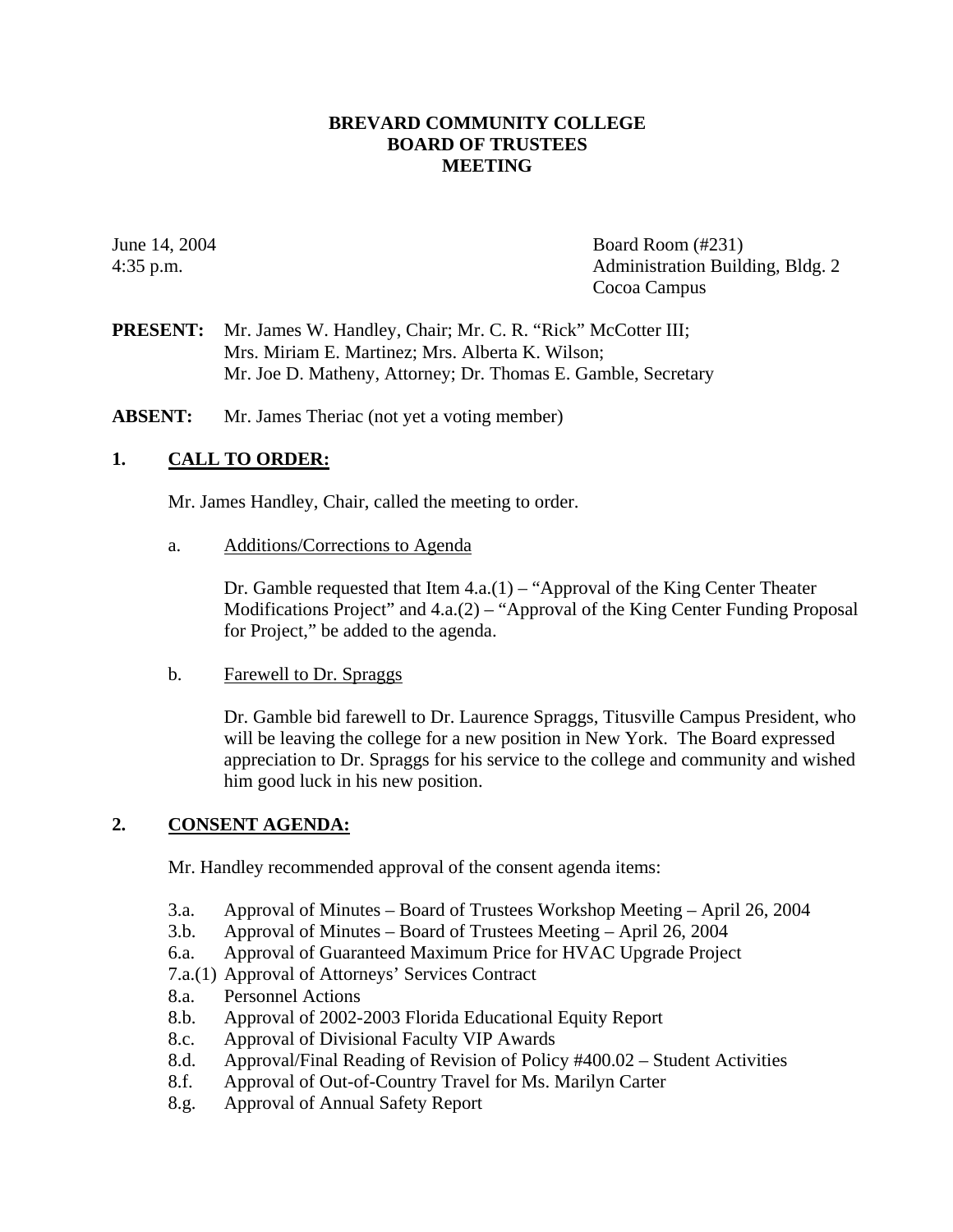**BREVARD COMMUNITY COLLEGE**
**BOARD OF TRUSTEES**
**MEETING**

June 14, 2004
4:35 p.m.

Board Room (#231)
Administration Building, Bldg. 2
Cocoa Campus

**PRESENT:** Mr. James W. Handley, Chair; Mr. C. R. "Rick" McCotter III; Mrs. Miriam E. Martinez; Mrs. Alberta K. Wilson; Mr. Joe D. Matheny, Attorney; Dr. Thomas E. Gamble, Secretary

**ABSENT:** Mr. James Theriac (not yet a voting member)

## 1. CALL TO ORDER:

Mr. James Handley, Chair, called the meeting to order.

a. Additions/Corrections to Agenda

Dr. Gamble requested that Item 4.a.(1) – "Approval of the King Center Theater Modifications Project" and 4.a.(2) – "Approval of the King Center Funding Proposal for Project," be added to the agenda.

b. Farewell to Dr. Spraggs

Dr. Gamble bid farewell to Dr. Laurence Spraggs, Titusville Campus President, who will be leaving the college for a new position in New York. The Board expressed appreciation to Dr. Spraggs for his service to the college and community and wished him good luck in his new position.

## 2. CONSENT AGENDA:

Mr. Handley recommended approval of the consent agenda items:

- 3.a. Approval of Minutes – Board of Trustees Workshop Meeting – April 26, 2004
- 3.b. Approval of Minutes – Board of Trustees Meeting – April 26, 2004
- 6.a. Approval of Guaranteed Maximum Price for HVAC Upgrade Project
- 7.a.(1) Approval of Attorneys' Services Contract
- 8.a. Personnel Actions
- 8.b. Approval of 2002-2003 Florida Educational Equity Report
- 8.c. Approval of Divisional Faculty VIP Awards
- 8.d. Approval/Final Reading of Revision of Policy #400.02 – Student Activities
- 8.f. Approval of Out-of-Country Travel for Ms. Marilyn Carter
- 8.g. Approval of Annual Safety Report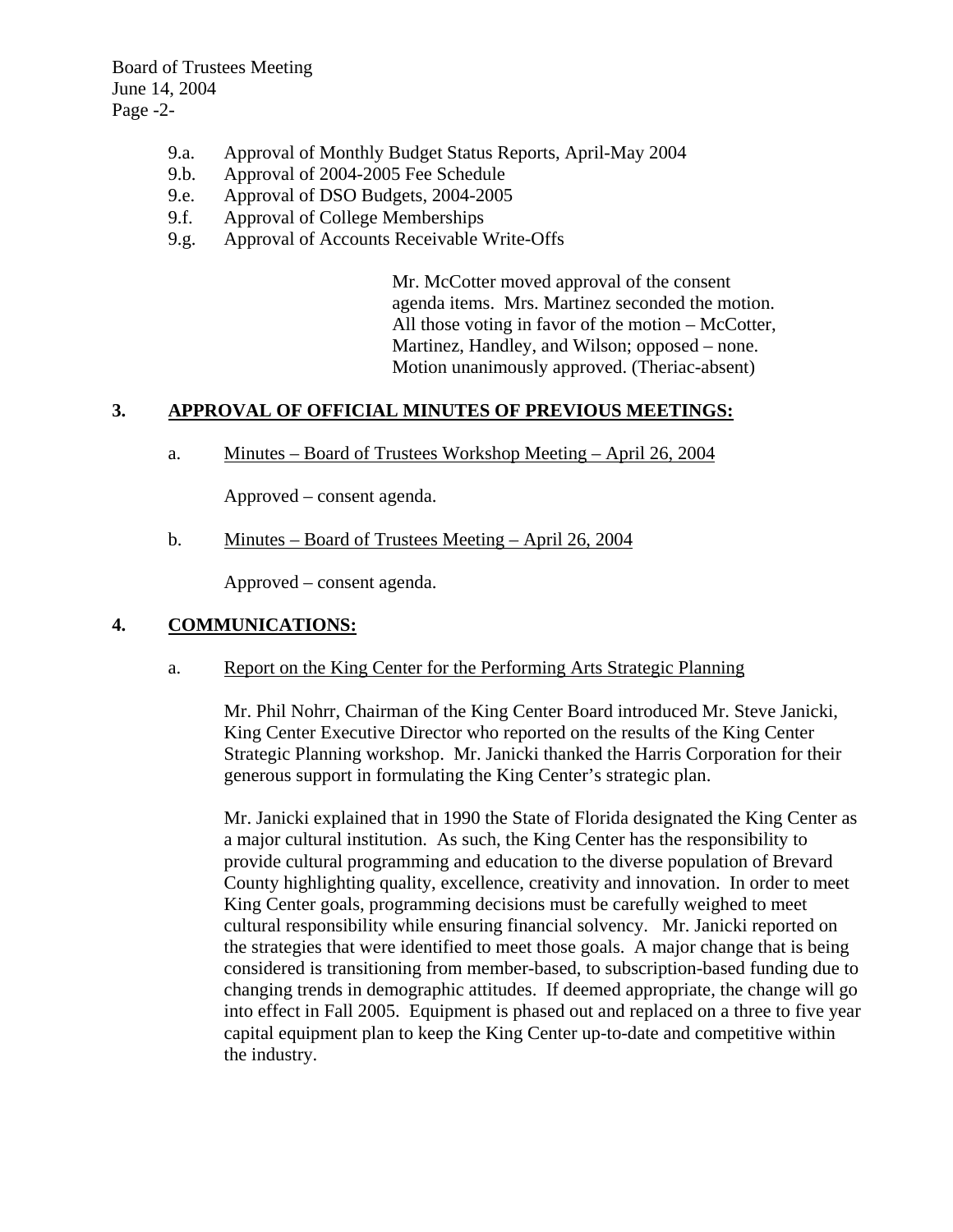- 9.a. Approval of Monthly Budget Status Reports, April-May 2004
- 9.b. Approval of 2004-2005 Fee Schedule
- 9.e. Approval of DSO Budgets, 2004-2005
- 9.f. Approval of College Memberships
- 9.g. Approval of Accounts Receivable Write-Offs

Mr. McCotter moved approval of the consent agenda items. Mrs. Martinez seconded the motion. All those voting in favor of the motion – McCotter, Martinez, Handley, and Wilson; opposed – none. Motion unanimously approved. (Theriac-absent)

## 3. APPROVAL OF OFFICIAL MINUTES OF PREVIOUS MEETINGS:

a. Minutes – Board of Trustees Workshop Meeting – April 26, 2004

Approved – consent agenda.

b. Minutes – Board of Trustees Meeting – April 26, 2004

Approved – consent agenda.

## 4. COMMUNICATIONS:

a. Report on the King Center for the Performing Arts Strategic Planning

Mr. Phil Nohrr, Chairman of the King Center Board introduced Mr. Steve Janicki, King Center Executive Director who reported on the results of the King Center Strategic Planning workshop. Mr. Janicki thanked the Harris Corporation for their generous support in formulating the King Center's strategic plan.

Mr. Janicki explained that in 1990 the State of Florida designated the King Center as a major cultural institution. As such, the King Center has the responsibility to provide cultural programming and education to the diverse population of Brevard County highlighting quality, excellence, creativity and innovation. In order to meet King Center goals, programming decisions must be carefully weighed to meet cultural responsibility while ensuring financial solvency. Mr. Janicki reported on the strategies that were identified to meet those goals. A major change that is being considered is transitioning from member-based, to subscription-based funding due to changing trends in demographic attitudes. If deemed appropriate, the change will go into effect in Fall 2005. Equipment is phased out and replaced on a three to five year capital equipment plan to keep the King Center up-to-date and competitive within the industry.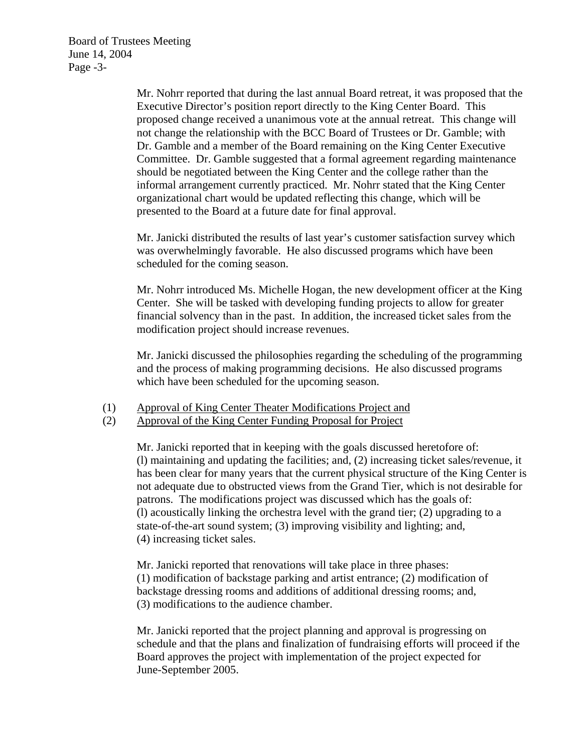Mr. Nohrr reported that during the last annual Board retreat, it was proposed that the Executive Director's position report directly to the King Center Board. This proposed change received a unanimous vote at the annual retreat. This change will not change the relationship with the BCC Board of Trustees or Dr. Gamble; with Dr. Gamble and a member of the Board remaining on the King Center Executive Committee. Dr. Gamble suggested that a formal agreement regarding maintenance should be negotiated between the King Center and the college rather than the informal arrangement currently practiced. Mr. Nohrr stated that the King Center organizational chart would be updated reflecting this change, which will be presented to the Board at a future date for final approval.

Mr. Janicki distributed the results of last year's customer satisfaction survey which was overwhelmingly favorable. He also discussed programs which have been scheduled for the coming season.

Mr. Nohrr introduced Ms. Michelle Hogan, the new development officer at the King Center. She will be tasked with developing funding projects to allow for greater financial solvency than in the past. In addition, the increased ticket sales from the modification project should increase revenues.

Mr. Janicki discussed the philosophies regarding the scheduling of the programming and the process of making programming decisions. He also discussed programs which have been scheduled for the upcoming season.

(1) Approval of King Center Theater Modifications Project and
(2) Approval of the King Center Funding Proposal for Project

Mr. Janicki reported that in keeping with the goals discussed heretofore of: (l) maintaining and updating the facilities; and, (2) increasing ticket sales/revenue, it has been clear for many years that the current physical structure of the King Center is not adequate due to obstructed views from the Grand Tier, which is not desirable for patrons. The modifications project was discussed which has the goals of: (l) acoustically linking the orchestra level with the grand tier; (2) upgrading to a state-of-the-art sound system; (3) improving visibility and lighting; and, (4) increasing ticket sales.

Mr. Janicki reported that renovations will take place in three phases: (1) modification of backstage parking and artist entrance; (2) modification of backstage dressing rooms and additions of additional dressing rooms; and, (3) modifications to the audience chamber.

Mr. Janicki reported that the project planning and approval is progressing on schedule and that the plans and finalization of fundraising efforts will proceed if the Board approves the project with implementation of the project expected for June-September 2005.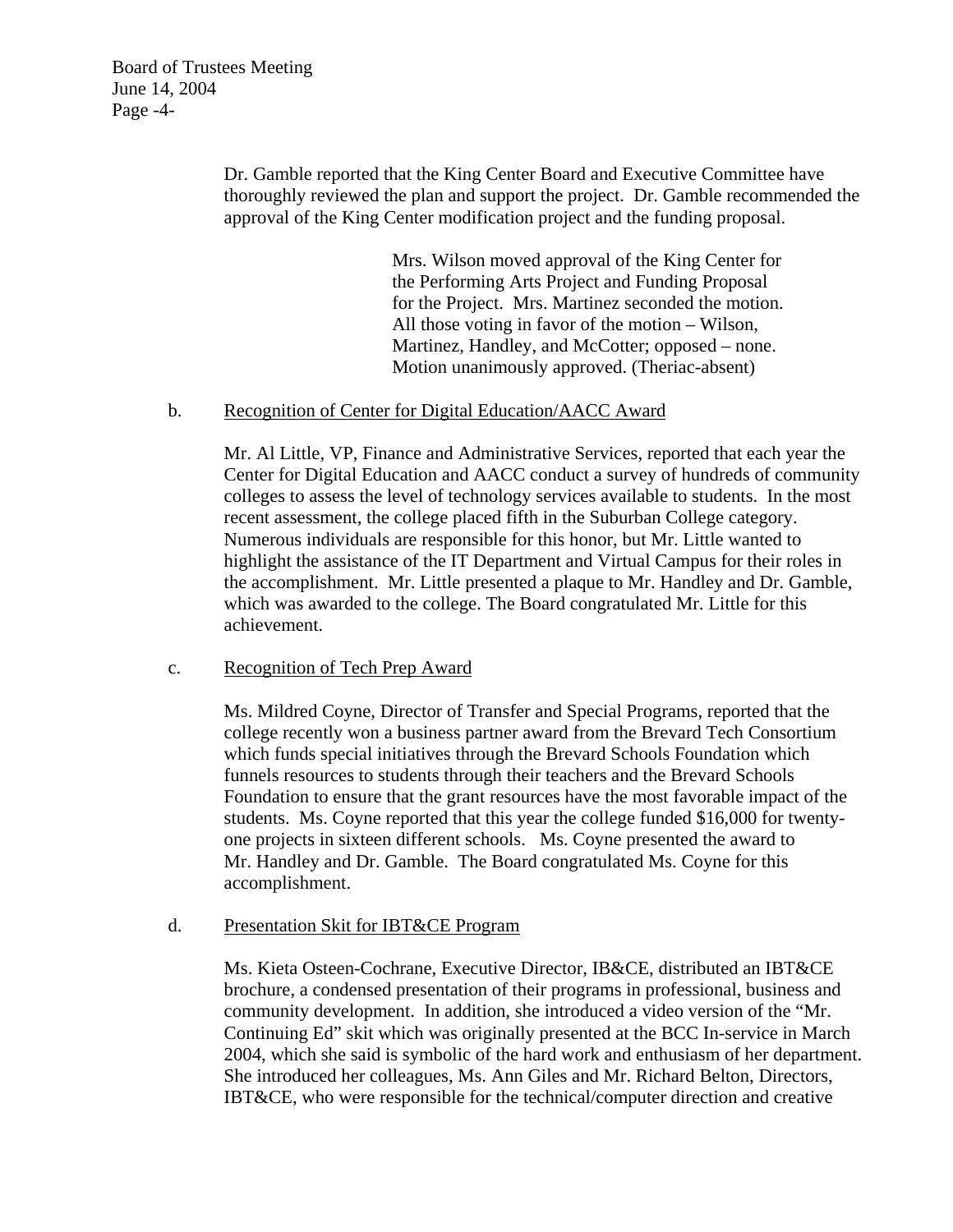Dr. Gamble reported that the King Center Board and Executive Committee have thoroughly reviewed the plan and support the project. Dr. Gamble recommended the approval of the King Center modification project and the funding proposal.

> Mrs. Wilson moved approval of the King Center for the Performing Arts Project and Funding Proposal for the Project. Mrs. Martinez seconded the motion. All those voting in favor of the motion – Wilson, Martinez, Handley, and McCotter; opposed – none. Motion unanimously approved. (Theriac-absent)

b. Recognition of Center for Digital Education/AACC Award

Mr. Al Little, VP, Finance and Administrative Services, reported that each year the Center for Digital Education and AACC conduct a survey of hundreds of community colleges to assess the level of technology services available to students. In the most recent assessment, the college placed fifth in the Suburban College category. Numerous individuals are responsible for this honor, but Mr. Little wanted to highlight the assistance of the IT Department and Virtual Campus for their roles in the accomplishment. Mr. Little presented a plaque to Mr. Handley and Dr. Gamble, which was awarded to the college. The Board congratulated Mr. Little for this achievement.

c. Recognition of Tech Prep Award

Ms. Mildred Coyne, Director of Transfer and Special Programs, reported that the college recently won a business partner award from the Brevard Tech Consortium which funds special initiatives through the Brevard Schools Foundation which funnels resources to students through their teachers and the Brevard Schools Foundation to ensure that the grant resources have the most favorable impact of the students. Ms. Coyne reported that this year the college funded $16,000 for twenty-one projects in sixteen different schools. Ms. Coyne presented the award to Mr. Handley and Dr. Gamble. The Board congratulated Ms. Coyne for this accomplishment.

d. Presentation Skit for IBT&CE Program

Ms. Kieta Osteen-Cochrane, Executive Director, IB&CE, distributed an IBT&CE brochure, a condensed presentation of their programs in professional, business and community development. In addition, she introduced a video version of the "Mr. Continuing Ed" skit which was originally presented at the BCC In-service in March 2004, which she said is symbolic of the hard work and enthusiasm of her department. She introduced her colleagues, Ms. Ann Giles and Mr. Richard Belton, Directors, IBT&CE, who were responsible for the technical/computer direction and creative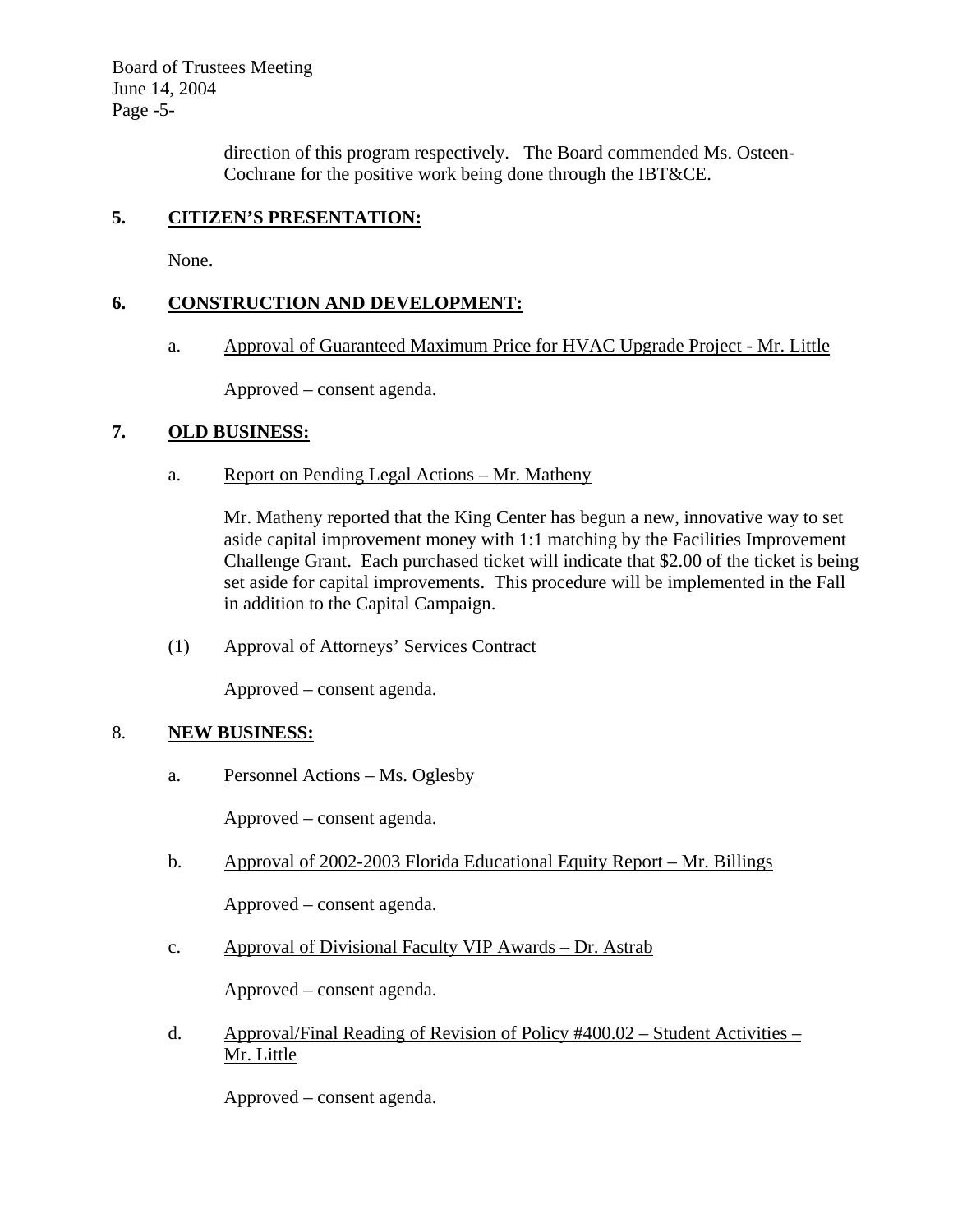direction of this program respectively. The Board commended Ms. Osteen-Cochrane for the positive work being done through the IBT&CE.

**5. CITIZEN'S PRESENTATION:**

None.

**6. CONSTRUCTION AND DEVELOPMENT:**

a. Approval of Guaranteed Maximum Price for HVAC Upgrade Project - Mr. Little

Approved – consent agenda.

**7. OLD BUSINESS:**

a. Report on Pending Legal Actions – Mr. Matheny

Mr. Matheny reported that the King Center has begun a new, innovative way to set aside capital improvement money with 1:1 matching by the Facilities Improvement Challenge Grant. Each purchased ticket will indicate that $2.00 of the ticket is being set aside for capital improvements. This procedure will be implemented in the Fall in addition to the Capital Campaign.

(1) Approval of Attorneys' Services Contract

Approved – consent agenda.

8. **NEW BUSINESS:**

a. Personnel Actions – Ms. Oglesby

Approved – consent agenda.

b. Approval of 2002-2003 Florida Educational Equity Report – Mr. Billings

Approved – consent agenda.

c. Approval of Divisional Faculty VIP Awards – Dr. Astrab

Approved – consent agenda.

d. Approval/Final Reading of Revision of Policy #400.02 – Student Activities – Mr. Little

Approved – consent agenda.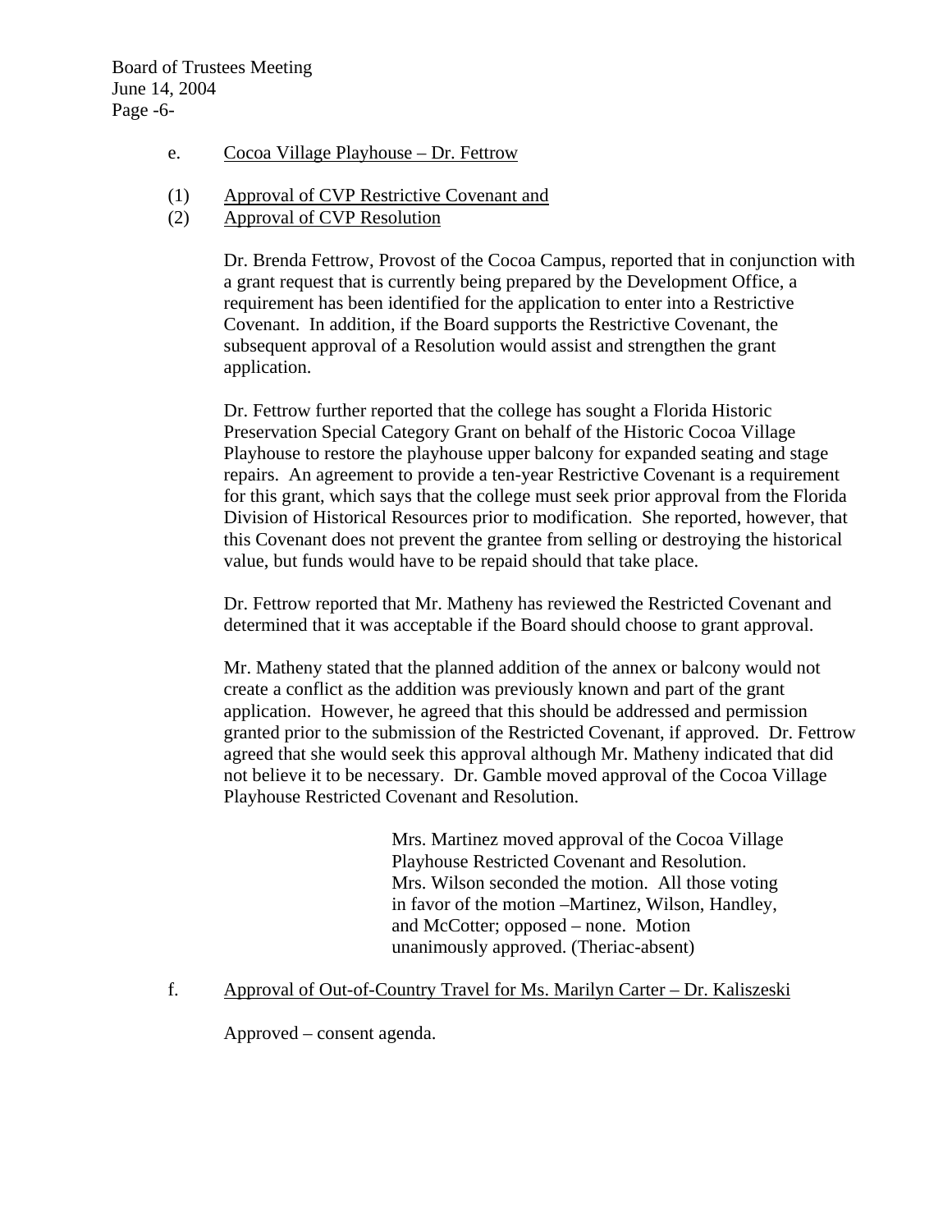e. Cocoa Village Playhouse – Dr. Fettrow

(1) Approval of CVP Restrictive Covenant and
(2) Approval of CVP Resolution

Dr. Brenda Fettrow, Provost of the Cocoa Campus, reported that in conjunction with a grant request that is currently being prepared by the Development Office, a requirement has been identified for the application to enter into a Restrictive Covenant. In addition, if the Board supports the Restrictive Covenant, the subsequent approval of a Resolution would assist and strengthen the grant application.

Dr. Fettrow further reported that the college has sought a Florida Historic Preservation Special Category Grant on behalf of the Historic Cocoa Village Playhouse to restore the playhouse upper balcony for expanded seating and stage repairs. An agreement to provide a ten-year Restrictive Covenant is a requirement for this grant, which says that the college must seek prior approval from the Florida Division of Historical Resources prior to modification. She reported, however, that this Covenant does not prevent the grantee from selling or destroying the historical value, but funds would have to be repaid should that take place.

Dr. Fettrow reported that Mr. Matheny has reviewed the Restricted Covenant and determined that it was acceptable if the Board should choose to grant approval.

Mr. Matheny stated that the planned addition of the annex or balcony would not create a conflict as the addition was previously known and part of the grant application. However, he agreed that this should be addressed and permission granted prior to the submission of the Restricted Covenant, if approved. Dr. Fettrow agreed that she would seek this approval although Mr. Matheny indicated that did not believe it to be necessary. Dr. Gamble moved approval of the Cocoa Village Playhouse Restricted Covenant and Resolution.

> Mrs. Martinez moved approval of the Cocoa Village Playhouse Restricted Covenant and Resolution. Mrs. Wilson seconded the motion. All those voting in favor of the motion –Martinez, Wilson, Handley, and McCotter; opposed – none. Motion unanimously approved. (Theriac-absent)

f. Approval of Out-of-Country Travel for Ms. Marilyn Carter – Dr. Kaliszeski

Approved – consent agenda.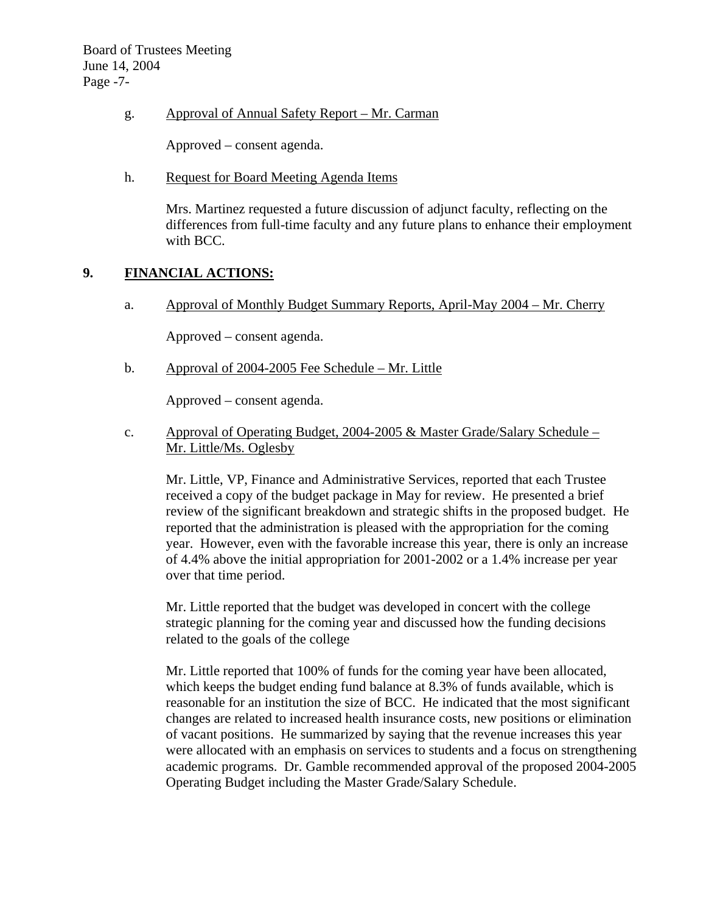g. <u>Approval of Annual Safety Report – Mr. Carman</u>

Approved – consent agenda.

h. <u>Request for Board Meeting Agenda Items</u>

Mrs. Martinez requested a future discussion of adjunct faculty, reflecting on the differences from full-time faculty and any future plans to enhance their employment with BCC.

## 9. FINANCIAL ACTIONS:

a. <u>Approval of Monthly Budget Summary Reports, April-May 2004 – Mr. Cherry</u>

Approved – consent agenda.

b. <u>Approval of 2004-2005 Fee Schedule – Mr. Little</u>

Approved – consent agenda.

c. <u>Approval of Operating Budget, 2004-2005 & Master Grade/Salary Schedule – Mr. Little/Ms. Oglesby</u>

Mr. Little, VP, Finance and Administrative Services, reported that each Trustee received a copy of the budget package in May for review. He presented a brief review of the significant breakdown and strategic shifts in the proposed budget. He reported that the administration is pleased with the appropriation for the coming year. However, even with the favorable increase this year, there is only an increase of 4.4% above the initial appropriation for 2001-2002 or a 1.4% increase per year over that time period.

Mr. Little reported that the budget was developed in concert with the college strategic planning for the coming year and discussed how the funding decisions related to the goals of the college

Mr. Little reported that 100% of funds for the coming year have been allocated, which keeps the budget ending fund balance at 8.3% of funds available, which is reasonable for an institution the size of BCC. He indicated that the most significant changes are related to increased health insurance costs, new positions or elimination of vacant positions. He summarized by saying that the revenue increases this year were allocated with an emphasis on services to students and a focus on strengthening academic programs. Dr. Gamble recommended approval of the proposed 2004-2005 Operating Budget including the Master Grade/Salary Schedule.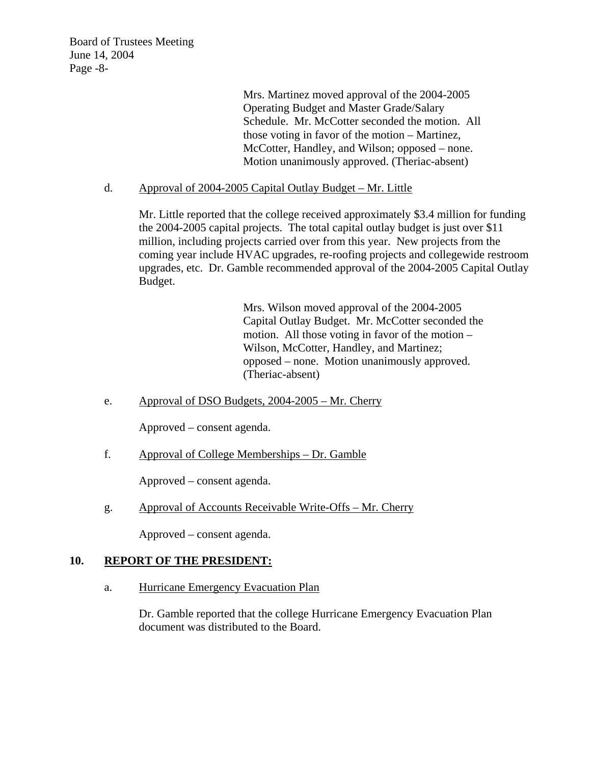Mrs. Martinez moved approval of the 2004-2005 Operating Budget and Master Grade/Salary Schedule. Mr. McCotter seconded the motion. All those voting in favor of the motion – Martinez, McCotter, Handley, and Wilson; opposed – none. Motion unanimously approved. (Theriac-absent)

d. <u>Approval of 2004-2005 Capital Outlay Budget – Mr. Little</u>

Mr. Little reported that the college received approximately $3.4 million for funding the 2004-2005 capital projects. The total capital outlay budget is just over $11 million, including projects carried over from this year. New projects from the coming year include HVAC upgrades, re-roofing projects and collegewide restroom upgrades, etc. Dr. Gamble recommended approval of the 2004-2005 Capital Outlay Budget.

Mrs. Wilson moved approval of the 2004-2005 Capital Outlay Budget. Mr. McCotter seconded the motion. All those voting in favor of the motion – Wilson, McCotter, Handley, and Martinez; opposed – none. Motion unanimously approved. (Theriac-absent)

e. <u>Approval of DSO Budgets, 2004-2005 – Mr. Cherry</u>

Approved – consent agenda.

f. <u>Approval of College Memberships – Dr. Gamble</u>

Approved – consent agenda.

g. <u>Approval of Accounts Receivable Write-Offs – Mr. Cherry</u>

Approved – consent agenda.

## 10. REPORT OF THE PRESIDENT:

a. <u>Hurricane Emergency Evacuation Plan</u>

Dr. Gamble reported that the college Hurricane Emergency Evacuation Plan document was distributed to the Board.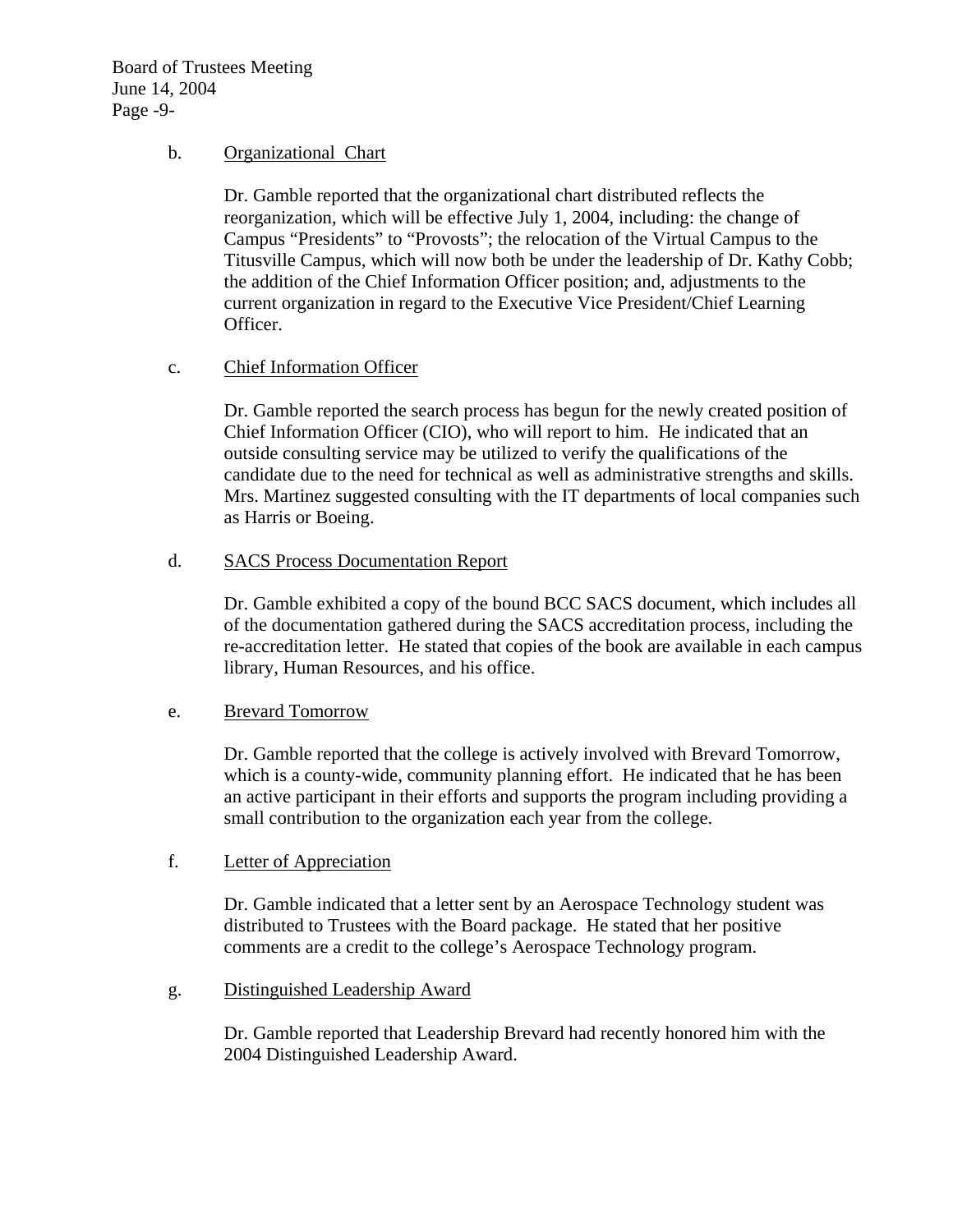b. Organizational Chart

Dr. Gamble reported that the organizational chart distributed reflects the reorganization, which will be effective July 1, 2004, including: the change of Campus "Presidents" to "Provosts"; the relocation of the Virtual Campus to the Titusville Campus, which will now both be under the leadership of Dr. Kathy Cobb; the addition of the Chief Information Officer position; and, adjustments to the current organization in regard to the Executive Vice President/Chief Learning Officer.

c. Chief Information Officer

Dr. Gamble reported the search process has begun for the newly created position of Chief Information Officer (CIO), who will report to him. He indicated that an outside consulting service may be utilized to verify the qualifications of the candidate due to the need for technical as well as administrative strengths and skills. Mrs. Martinez suggested consulting with the IT departments of local companies such as Harris or Boeing.

d. SACS Process Documentation Report

Dr. Gamble exhibited a copy of the bound BCC SACS document, which includes all of the documentation gathered during the SACS accreditation process, including the re-accreditation letter. He stated that copies of the book are available in each campus library, Human Resources, and his office.

e. Brevard Tomorrow

Dr. Gamble reported that the college is actively involved with Brevard Tomorrow, which is a county-wide, community planning effort. He indicated that he has been an active participant in their efforts and supports the program including providing a small contribution to the organization each year from the college.

f. Letter of Appreciation

Dr. Gamble indicated that a letter sent by an Aerospace Technology student was distributed to Trustees with the Board package. He stated that her positive comments are a credit to the college's Aerospace Technology program.

g. Distinguished Leadership Award

Dr. Gamble reported that Leadership Brevard had recently honored him with the 2004 Distinguished Leadership Award.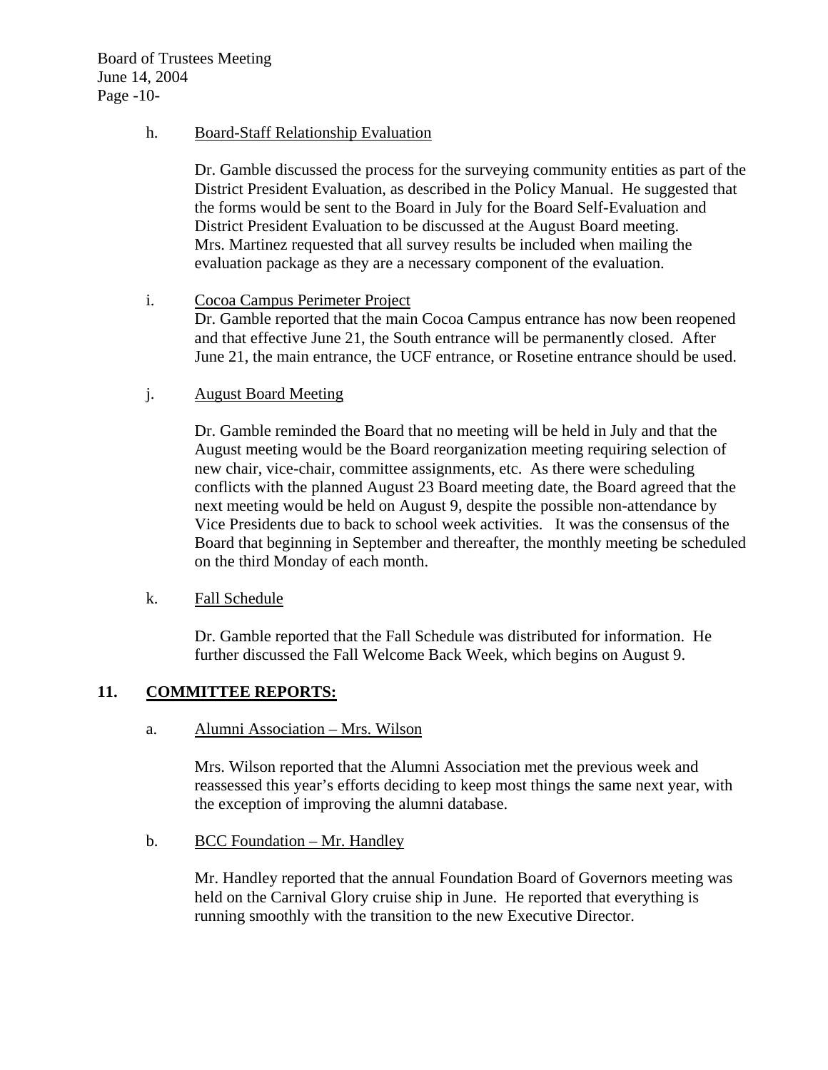h. Board-Staff Relationship Evaluation

Dr. Gamble discussed the process for the surveying community entities as part of the District President Evaluation, as described in the Policy Manual. He suggested that the forms would be sent to the Board in July for the Board Self-Evaluation and District President Evaluation to be discussed at the August Board meeting. Mrs. Martinez requested that all survey results be included when mailing the evaluation package as they are a necessary component of the evaluation.

i. Cocoa Campus Perimeter Project

Dr. Gamble reported that the main Cocoa Campus entrance has now been reopened and that effective June 21, the South entrance will be permanently closed. After June 21, the main entrance, the UCF entrance, or Rosetine entrance should be used.

j. August Board Meeting

Dr. Gamble reminded the Board that no meeting will be held in July and that the August meeting would be the Board reorganization meeting requiring selection of new chair, vice-chair, committee assignments, etc. As there were scheduling conflicts with the planned August 23 Board meeting date, the Board agreed that the next meeting would be held on August 9, despite the possible non-attendance by Vice Presidents due to back to school week activities. It was the consensus of the Board that beginning in September and thereafter, the monthly meeting be scheduled on the third Monday of each month.

k. Fall Schedule

Dr. Gamble reported that the Fall Schedule was distributed for information. He further discussed the Fall Welcome Back Week, which begins on August 9.

## 11. COMMITTEE REPORTS:

a. Alumni Association – Mrs. Wilson

Mrs. Wilson reported that the Alumni Association met the previous week and reassessed this year's efforts deciding to keep most things the same next year, with the exception of improving the alumni database.

b. BCC Foundation – Mr. Handley

Mr. Handley reported that the annual Foundation Board of Governors meeting was held on the Carnival Glory cruise ship in June. He reported that everything is running smoothly with the transition to the new Executive Director.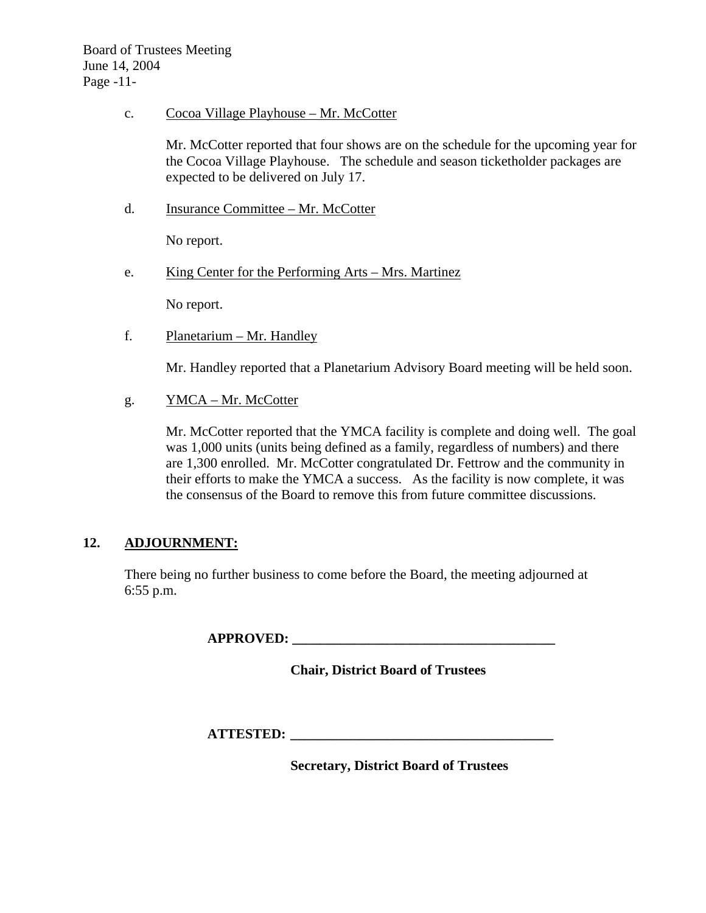c. <u>Cocoa Village Playhouse – Mr. McCotter</u>

Mr. McCotter reported that four shows are on the schedule for the upcoming year for the Cocoa Village Playhouse. The schedule and season ticketholder packages are expected to be delivered on July 17.

d. <u>Insurance Committee – Mr. McCotter</u>

No report.

e. <u>King Center for the Performing Arts – Mrs. Martinez</u>

No report.

f. <u>Planetarium – Mr. Handley</u>

Mr. Handley reported that a Planetarium Advisory Board meeting will be held soon.

g. <u>YMCA – Mr. McCotter</u>

Mr. McCotter reported that the YMCA facility is complete and doing well. The goal was 1,000 units (units being defined as a family, regardless of numbers) and there are 1,300 enrolled. Mr. McCotter congratulated Dr. Fettrow and the community in their efforts to make the YMCA a success. As the facility is now complete, it was the consensus of the Board to remove this from future committee discussions.

## 12. <u>ADJOURNMENT:</u>

There being no further business to come before the Board, the meeting adjourned at 6:55 p.m.

**APPROVED: ______________________________________**

**Chair, District Board of Trustees**

**ATTESTED: ______________________________________**

**Secretary, District Board of Trustees**